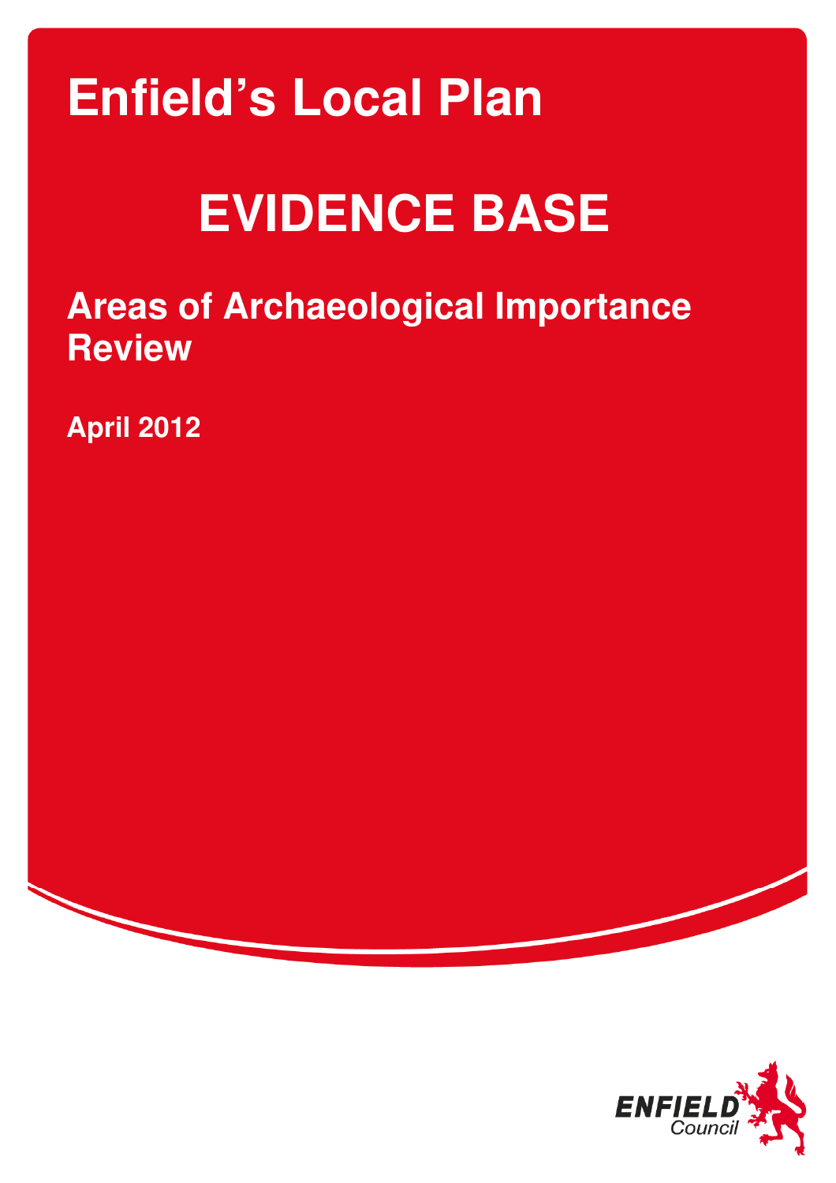# Enfield's Local Plan

# EVIDENCE BASE

## Areas of Archaeological Importance Review

**April 2012**

ENFIELD Council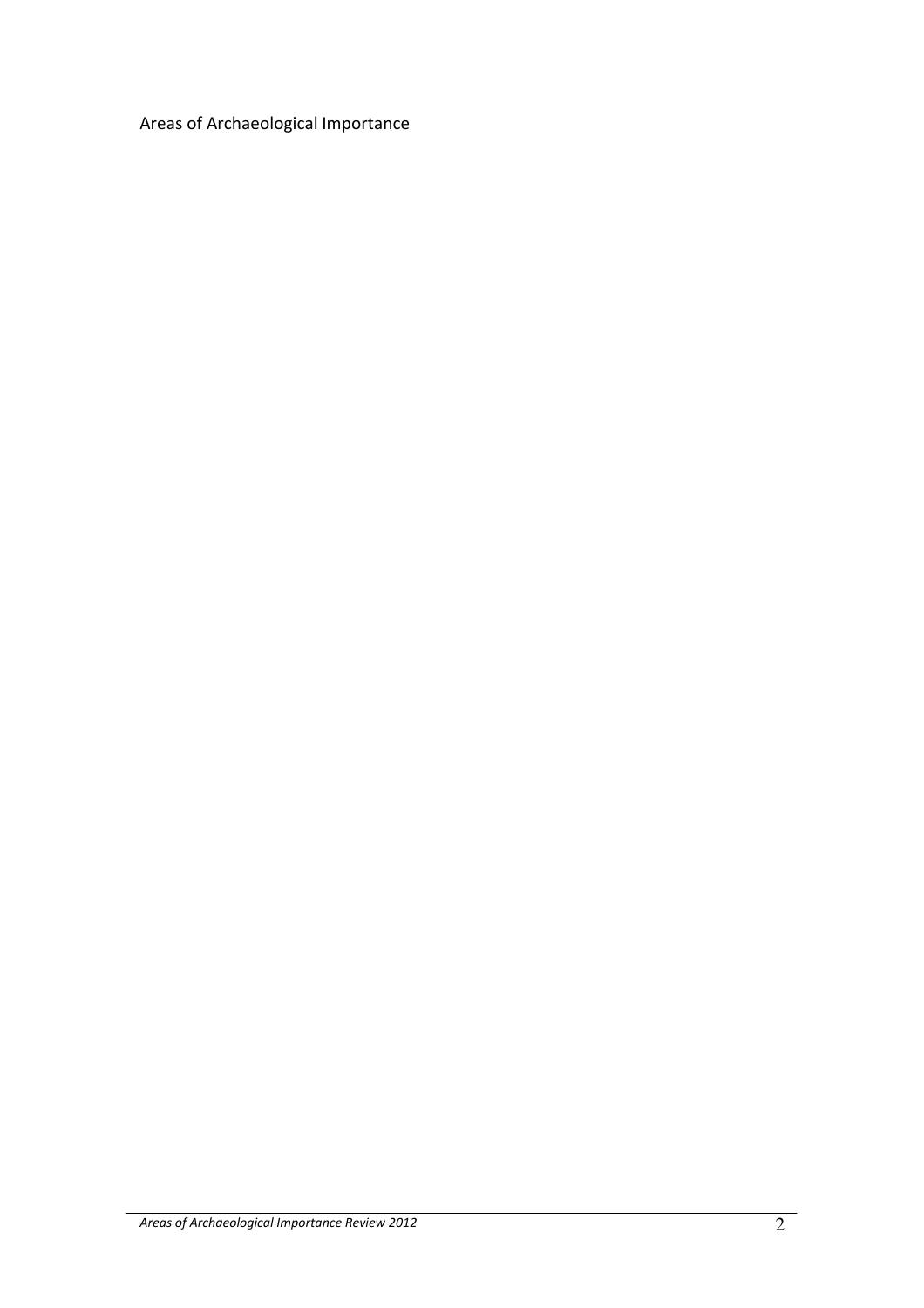Areas of Archaeological Importance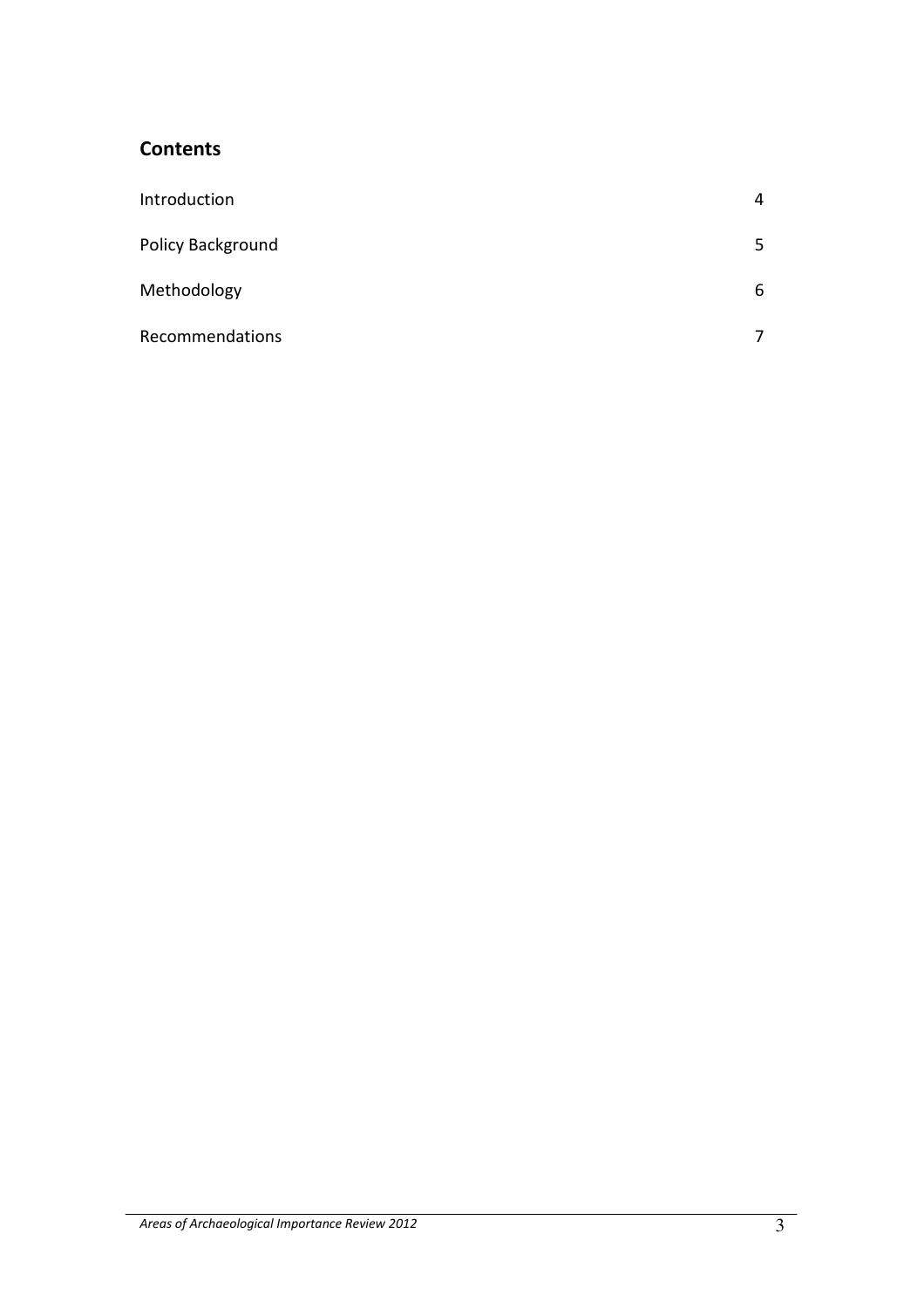## Contents

| | |
|---|---|
| Introduction | 4 |
| Policy Background | 5 |
| Methodology | 6 |
| Recommendations | 7 |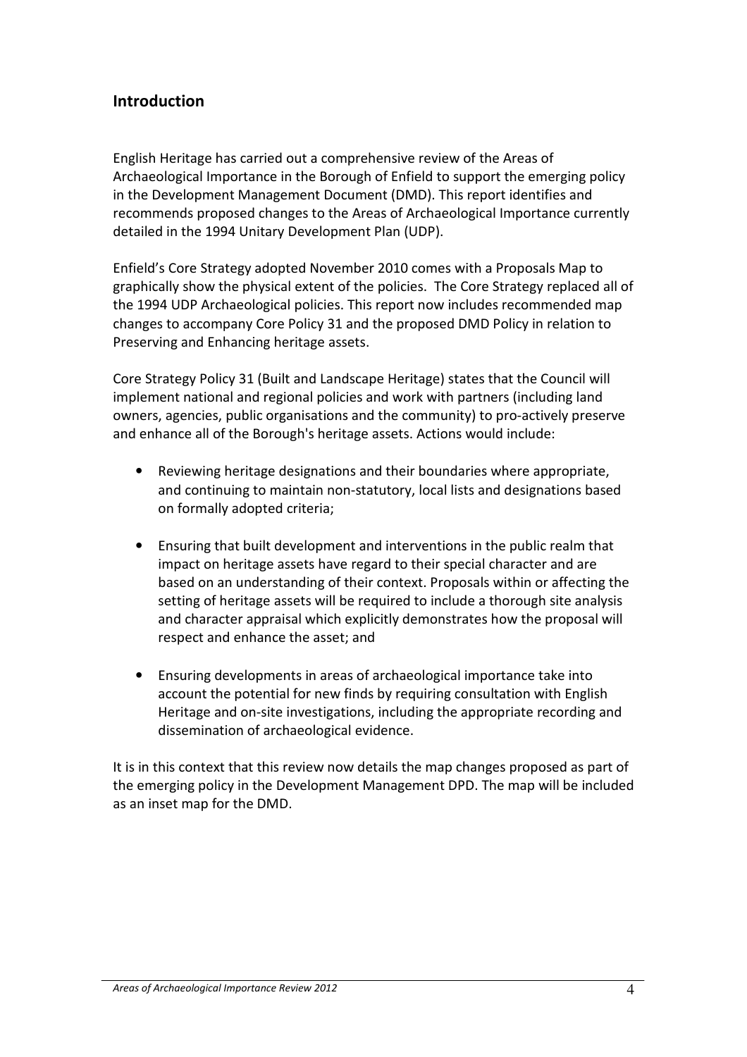## Introduction

English Heritage has carried out a comprehensive review of the Areas of Archaeological Importance in the Borough of Enfield to support the emerging policy in the Development Management Document (DMD). This report identifies and recommends proposed changes to the Areas of Archaeological Importance currently detailed in the 1994 Unitary Development Plan (UDP).

Enfield's Core Strategy adopted November 2010 comes with a Proposals Map to graphically show the physical extent of the policies. The Core Strategy replaced all of the 1994 UDP Archaeological policies. This report now includes recommended map changes to accompany Core Policy 31 and the proposed DMD Policy in relation to Preserving and Enhancing heritage assets.

Core Strategy Policy 31 (Built and Landscape Heritage) states that the Council will implement national and regional policies and work with partners (including land owners, agencies, public organisations and the community) to pro-actively preserve and enhance all of the Borough's heritage assets. Actions would include:

- Reviewing heritage designations and their boundaries where appropriate, and continuing to maintain non-statutory, local lists and designations based on formally adopted criteria;
- Ensuring that built development and interventions in the public realm that impact on heritage assets have regard to their special character and are based on an understanding of their context. Proposals within or affecting the setting of heritage assets will be required to include a thorough site analysis and character appraisal which explicitly demonstrates how the proposal will respect and enhance the asset; and
- Ensuring developments in areas of archaeological importance take into account the potential for new finds by requiring consultation with English Heritage and on-site investigations, including the appropriate recording and dissemination of archaeological evidence.

It is in this context that this review now details the map changes proposed as part of the emerging policy in the Development Management DPD. The map will be included as an inset map for the DMD.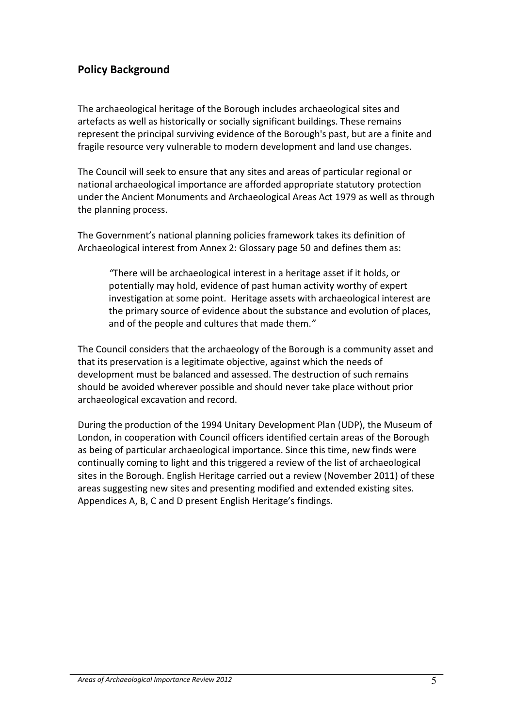## Policy Background

The archaeological heritage of the Borough includes archaeological sites and artefacts as well as historically or socially significant buildings. These remains represent the principal surviving evidence of the Borough's past, but are a finite and fragile resource very vulnerable to modern development and land use changes.

The Council will seek to ensure that any sites and areas of particular regional or national archaeological importance are afforded appropriate statutory protection under the Ancient Monuments and Archaeological Areas Act 1979 as well as through the planning process.

The Government's national planning policies framework takes its definition of Archaeological interest from Annex 2: Glossary page 50 and defines them as:

> *"There will be archaeological interest in a heritage asset if it holds, or potentially may hold, evidence of past human activity worthy of expert investigation at some point. Heritage assets with archaeological interest are the primary source of evidence about the substance and evolution of places, and of the people and cultures that made them."*

The Council considers that the archaeology of the Borough is a community asset and that its preservation is a legitimate objective, against which the needs of development must be balanced and assessed. The destruction of such remains should be avoided wherever possible and should never take place without prior archaeological excavation and record.

During the production of the 1994 Unitary Development Plan (UDP), the Museum of London, in cooperation with Council officers identified certain areas of the Borough as being of particular archaeological importance. Since this time, new finds were continually coming to light and this triggered a review of the list of archaeological sites in the Borough. English Heritage carried out a review (November 2011) of these areas suggesting new sites and presenting modified and extended existing sites. Appendices A, B, C and D present English Heritage's findings.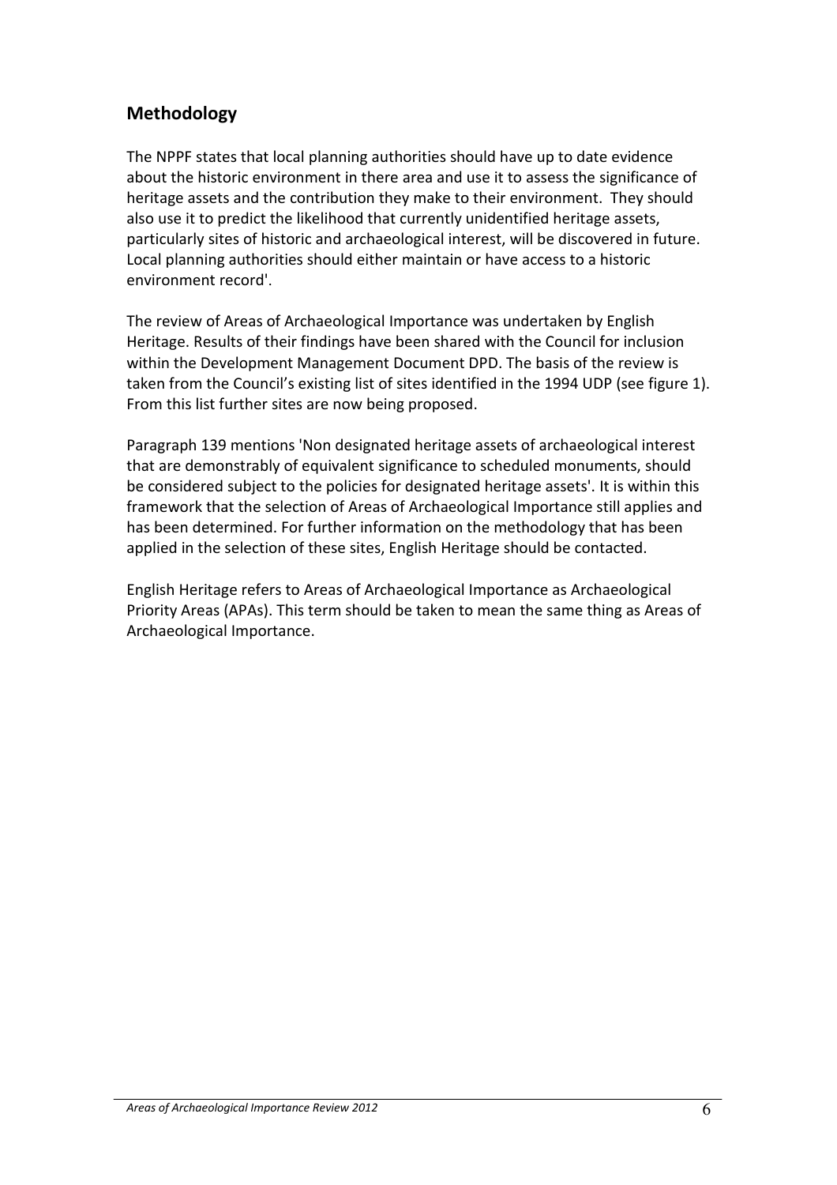## Methodology

The NPPF states that local planning authorities should have up to date evidence about the historic environment in there area and use it to assess the significance of heritage assets and the contribution they make to their environment. They should also use it to predict the likelihood that currently unidentified heritage assets, particularly sites of historic and archaeological interest, will be discovered in future. Local planning authorities should either maintain or have access to a historic environment record'.

The review of Areas of Archaeological Importance was undertaken by English Heritage. Results of their findings have been shared with the Council for inclusion within the Development Management Document DPD. The basis of the review is taken from the Council's existing list of sites identified in the 1994 UDP (see figure 1). From this list further sites are now being proposed.

Paragraph 139 mentions 'Non designated heritage assets of archaeological interest that are demonstrably of equivalent significance to scheduled monuments, should be considered subject to the policies for designated heritage assets'. It is within this framework that the selection of Areas of Archaeological Importance still applies and has been determined. For further information on the methodology that has been applied in the selection of these sites, English Heritage should be contacted.

English Heritage refers to Areas of Archaeological Importance as Archaeological Priority Areas (APAs). This term should be taken to mean the same thing as Areas of Archaeological Importance.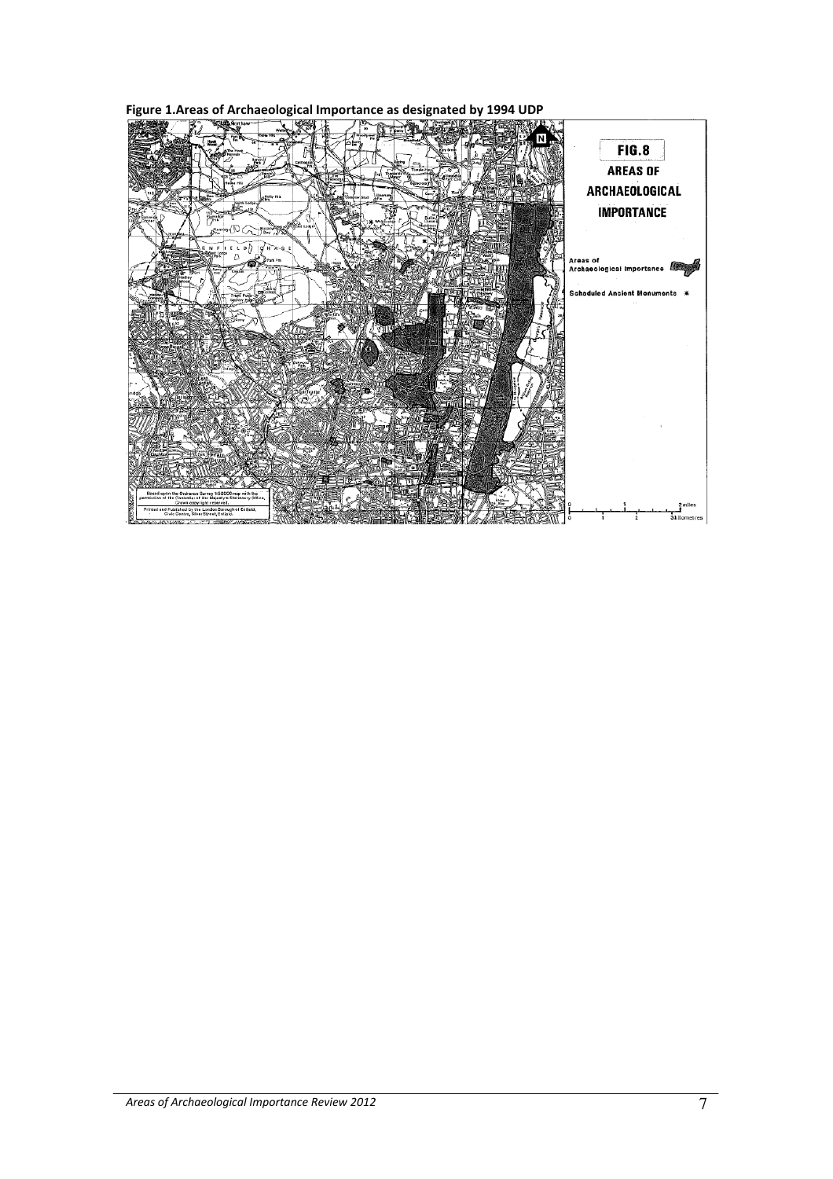**Figure 1.Areas of Archaeological Importance as designated by 1994 UDP**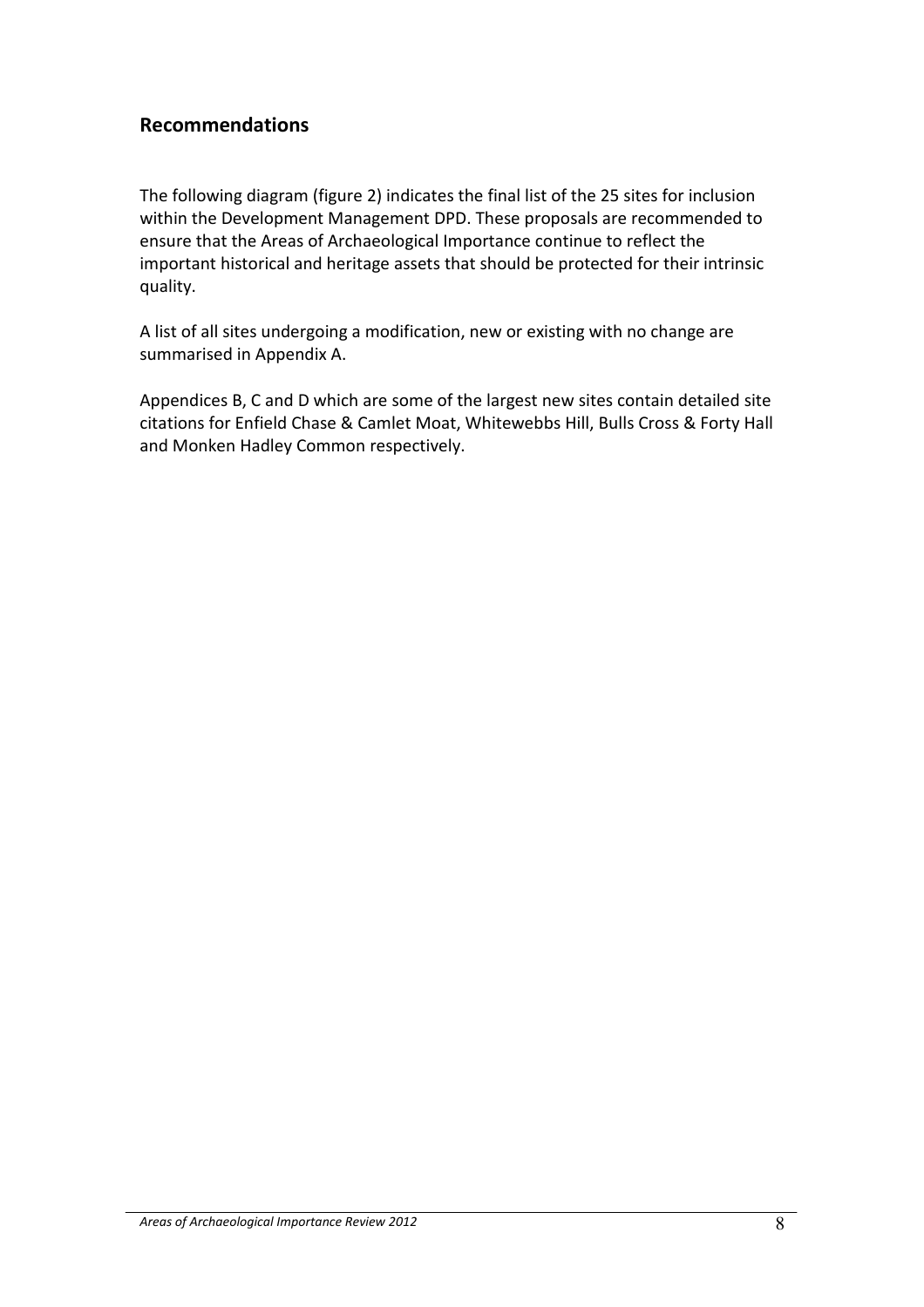## Recommendations

The following diagram (figure 2) indicates the final list of the 25 sites for inclusion within the Development Management DPD. These proposals are recommended to ensure that the Areas of Archaeological Importance continue to reflect the important historical and heritage assets that should be protected for their intrinsic quality.

A list of all sites undergoing a modification, new or existing with no change are summarised in Appendix A.

Appendices B, C and D which are some of the largest new sites contain detailed site citations for Enfield Chase & Camlet Moat, Whitewebbs Hill, Bulls Cross & Forty Hall and Monken Hadley Common respectively.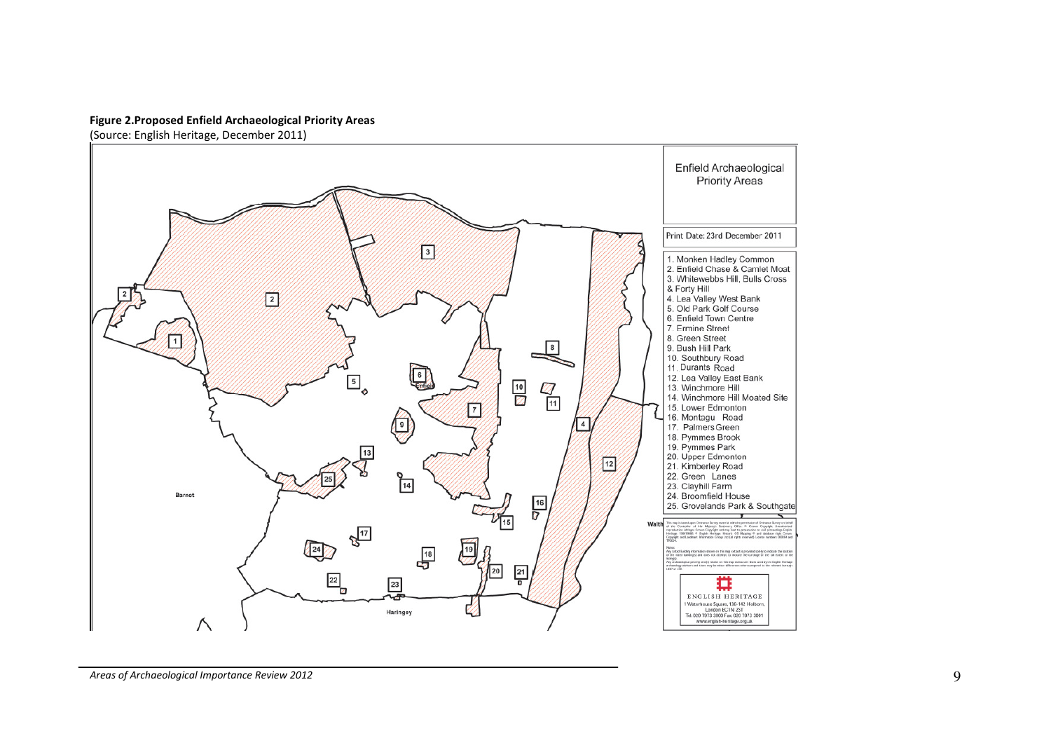**Figure 2.Proposed Enfield Archaeological Priority Areas**
(Source: English Heritage, December 2011)

Enfield Archaeological Priority Areas

Print Date: 23rd December 2011

1. Monken Hadley Common
2. Enfield Chase & Camlet Moat
3. Whitewebbs Hill, Bulls Cross & Forty Hill
4. Lea Valley West Bank
5. Old Park Golf Course
6. Enfield Town Centre
7. Ermine Street
8. Green Street
9. Bush Hill Park
10. Southbury Road
11. Durants Road
12. Lea Valley East Bank
13. Winchmore Hill
14. Winchmore Hill Moated Site
15. Lower Edmonton
16. Montagu Road
17. Palmers Green
18. Pymmes Brook
19. Pymmes Park
20. Upper Edmonton
21. Kimberley Road
22. Green Lanes
23. Clayhill Farm
24. Broomfield House
25. Grovelands Park & Southgate

ENGLISH HERITAGE
1 Waterhouse Square, 138-142 Holborn, London EC1N 2ST
Tel: 020 7973 3000 Fax: 020 7973 3001
www.english-heritage.org.uk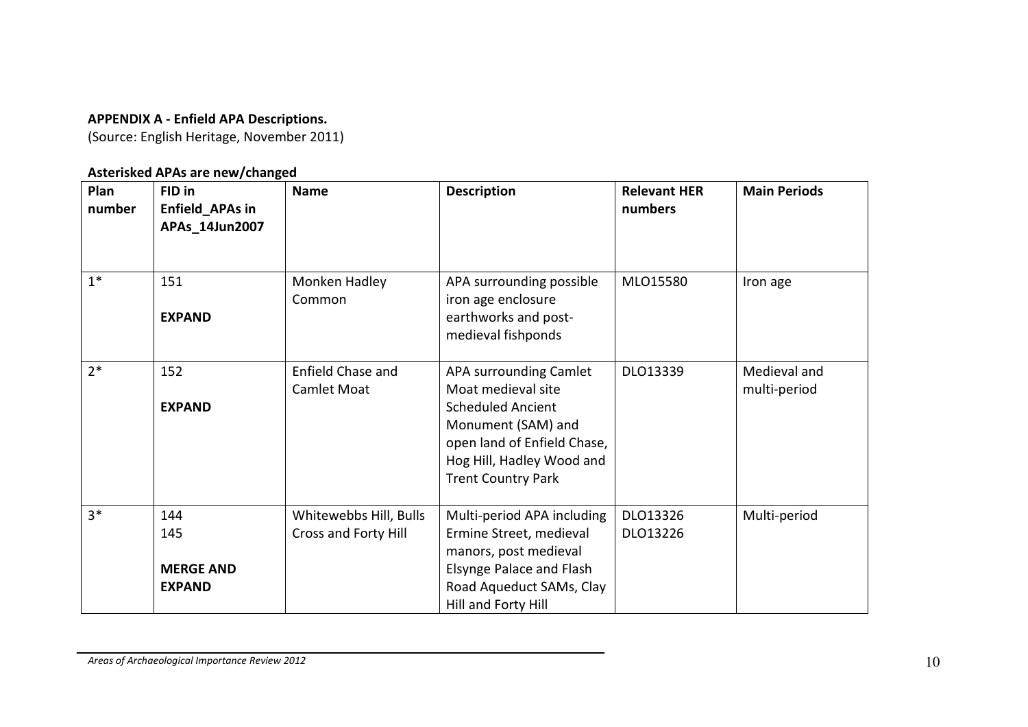**APPENDIX A - Enfield APA Descriptions.**
(Source: English Heritage, November 2011)

**Asterisked APAs are new/changed**

| Plan number | FID in Enfield_APAs in APAs_14Jun2007 | Name | Description | Relevant HER numbers | Main Periods |
|---|---|---|---|---|---|
| 1* | 151<br><br>**EXPAND** | Monken Hadley Common | APA surrounding possible iron age enclosure earthworks and post-medieval fishponds | MLO15580 | Iron age |
| 2* | 152<br><br>**EXPAND** | Enfield Chase and Camlet Moat | APA surrounding Camlet Moat medieval site Scheduled Ancient Monument (SAM) and open land of Enfield Chase, Hog Hill, Hadley Wood and Trent Country Park | DLO13339 | Medieval and multi-period |
| 3* | 144<br>145<br><br>**MERGE AND EXPAND** | Whitewebbs Hill, Bulls Cross and Forty Hill | Multi-period APA including Ermine Street, medieval manors, post medieval Elsynge Palace and Flash Road Aqueduct SAMs, Clay Hill and Forty Hill | DLO13326<br>DLO13226 | Multi-period |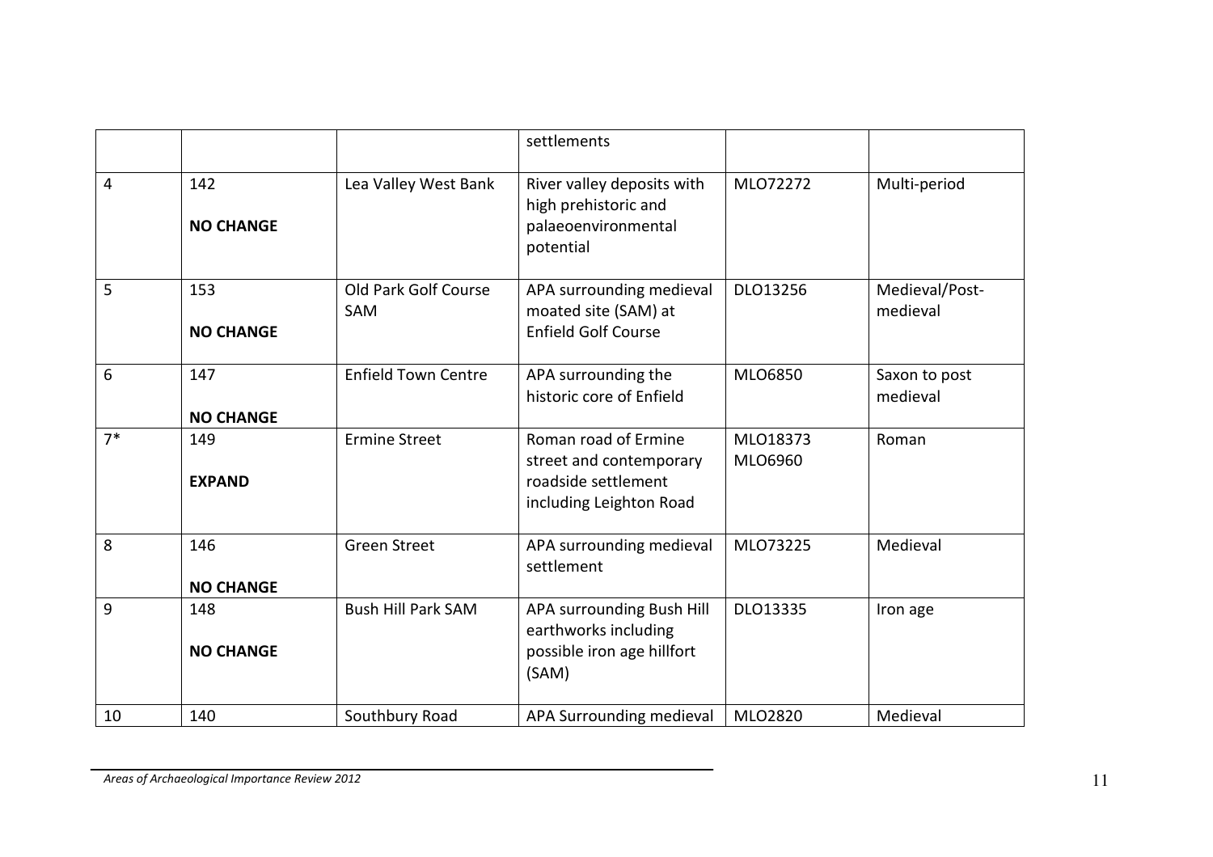| | | | settlements | | |
|---|---|---|---|---|---|
| 4 | 142<br><br>**NO CHANGE** | Lea Valley West Bank | River valley deposits with high prehistoric and palaeoenvironmental potential | MLO72272 | Multi-period |
| 5 | 153<br><br>**NO CHANGE** | Old Park Golf Course SAM | APA surrounding medieval moated site (SAM) at Enfield Golf Course | DLO13256 | Medieval/Post-medieval |
| 6 | 147<br><br>**NO CHANGE** | Enfield Town Centre | APA surrounding the historic core of Enfield | MLO6850 | Saxon to post medieval |
| 7* | 149<br><br>**EXPAND** | Ermine Street | Roman road of Ermine street and contemporary roadside settlement including Leighton Road | MLO18373<br>MLO6960 | Roman |
| 8 | 146<br><br>**NO CHANGE** | Green Street | APA surrounding medieval settlement | MLO73225 | Medieval |
| 9 | 148<br><br>**NO CHANGE** | Bush Hill Park SAM | APA surrounding Bush Hill earthworks including possible iron age hillfort (SAM) | DLO13335 | Iron age |
| 10 | 140 | Southbury Road | APA Surrounding medieval | MLO2820 | Medieval |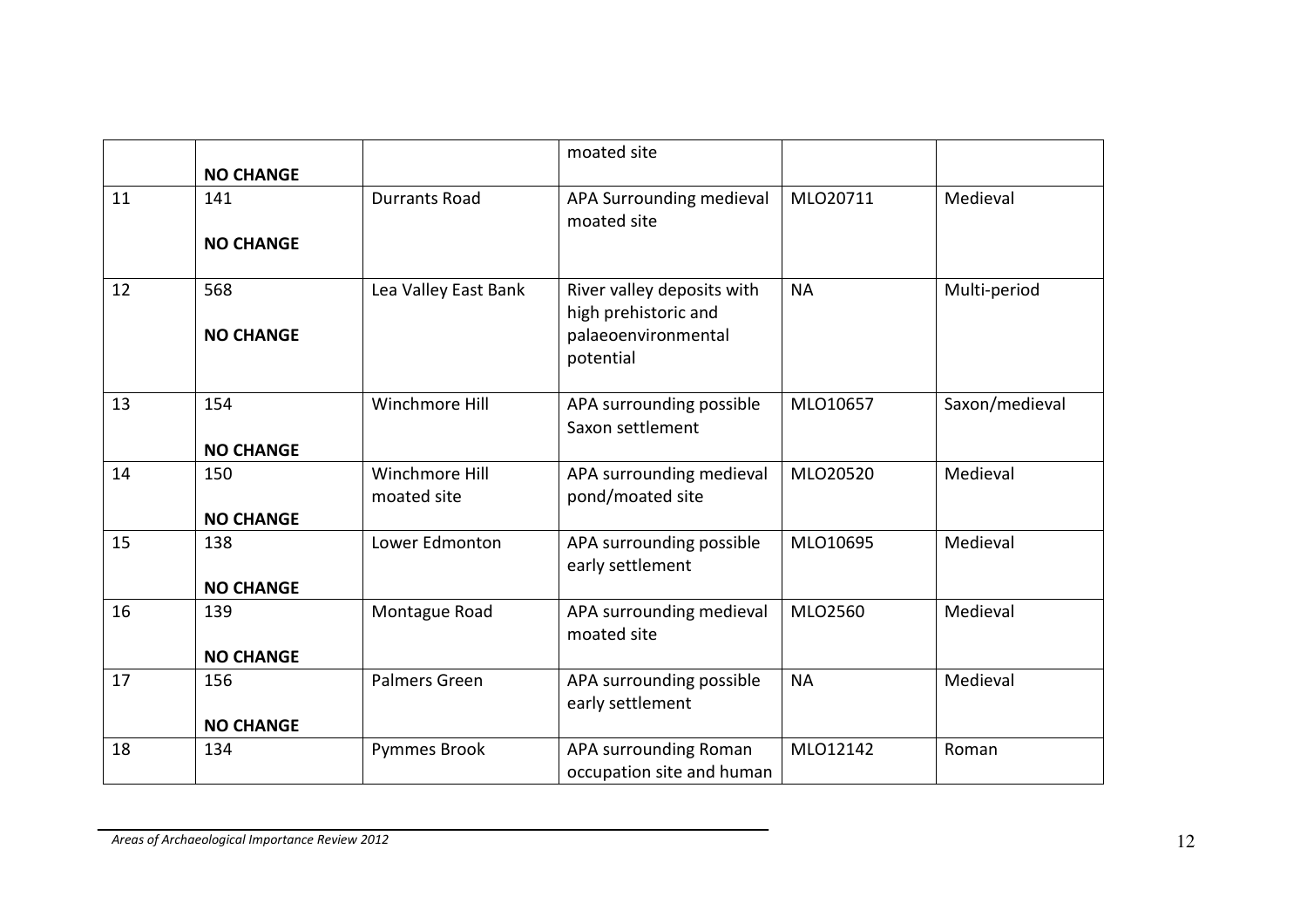| | | | | | |
|---|---|---|---|---|---|
| | **NO CHANGE** | | moated site | | |
| 11 | 141<br><br>**NO CHANGE** | Durrants Road | APA Surrounding medieval moated site | MLO20711 | Medieval |
| 12 | 568<br><br>**NO CHANGE** | Lea Valley East Bank | River valley deposits with high prehistoric and palaeoenvironmental potential | NA | Multi-period |
| 13 | 154<br><br>**NO CHANGE** | Winchmore Hill | APA surrounding possible Saxon settlement | MLO10657 | Saxon/medieval |
| 14 | 150<br><br>**NO CHANGE** | Winchmore Hill moated site | APA surrounding medieval pond/moated site | MLO20520 | Medieval |
| 15 | 138<br><br>**NO CHANGE** | Lower Edmonton | APA surrounding possible early settlement | MLO10695 | Medieval |
| 16 | 139<br><br>**NO CHANGE** | Montague Road | APA surrounding medieval moated site | MLO2560 | Medieval |
| 17 | 156<br><br>**NO CHANGE** | Palmers Green | APA surrounding possible early settlement | NA | Medieval |
| 18 | 134 | Pymmes Brook | APA surrounding Roman occupation site and human | MLO12142 | Roman |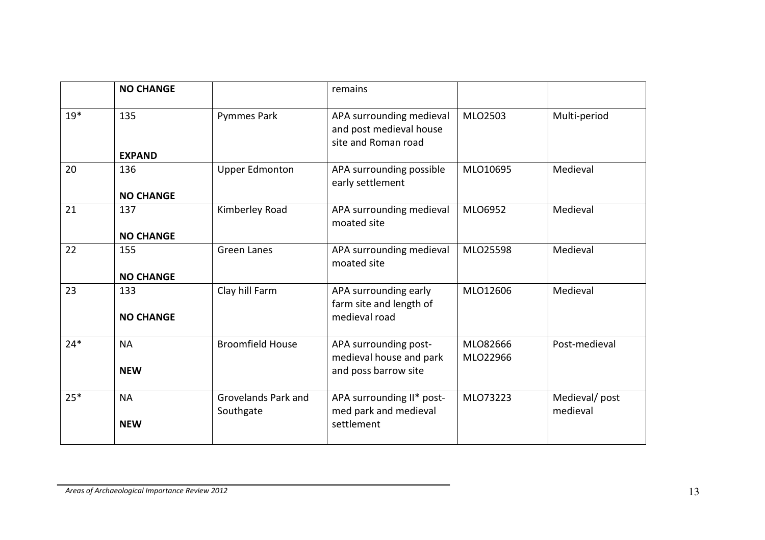|  | NO CHANGE |  | remains |  |  |
|---|---|---|---|---|---|
| 19* | 135<br><br>**EXPAND** | Pymmes Park | APA surrounding medieval and post medieval house site and Roman road | MLO2503 | Multi-period |
| 20 | 136<br><br>**NO CHANGE** | Upper Edmonton | APA surrounding possible early settlement | MLO10695 | Medieval |
| 21 | 137<br><br>**NO CHANGE** | Kimberley Road | APA surrounding medieval moated site | MLO6952 | Medieval |
| 22 | 155<br><br>**NO CHANGE** | Green Lanes | APA surrounding medieval moated site | MLO25598 | Medieval |
| 23 | 133<br><br>**NO CHANGE** | Clay hill Farm | APA surrounding early farm site and length of medieval road | MLO12606 | Medieval |
| 24* | NA<br><br>**NEW** | Broomfield House | APA surrounding post-medieval house and park and poss barrow site | MLO82666<br>MLO22966 | Post-medieval |
| 25* | NA<br><br>**NEW** | Grovelands Park and Southgate | APA surrounding II* post-med park and medieval settlement | MLO73223 | Medieval/ post medieval |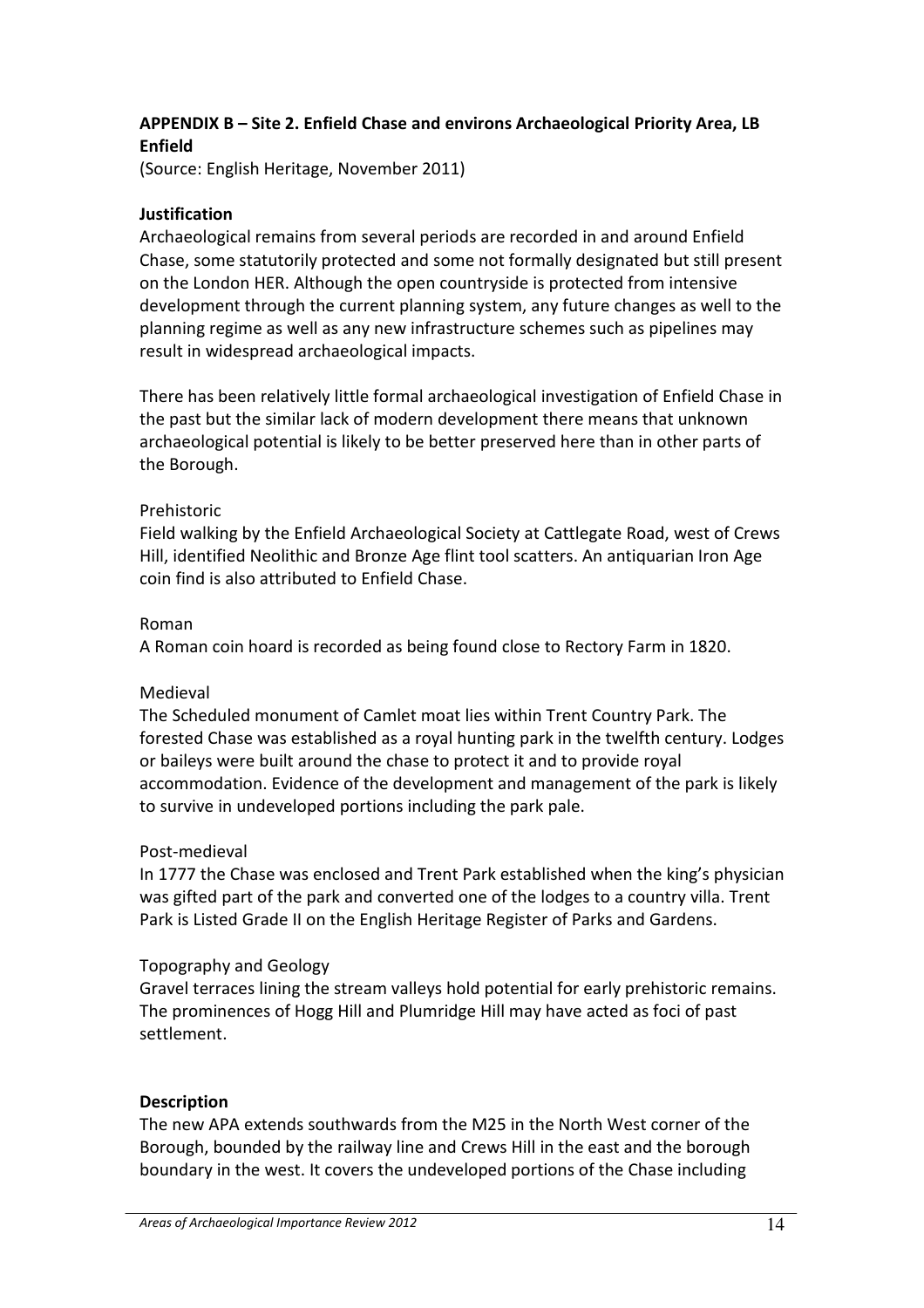**APPENDIX B – Site 2. Enfield Chase and environs Archaeological Priority Area, LB Enfield**

(Source: English Heritage, November 2011)

**Justification**

Archaeological remains from several periods are recorded in and around Enfield Chase, some statutorily protected and some not formally designated but still present on the London HER. Although the open countryside is protected from intensive development through the current planning system, any future changes as well to the planning regime as well as any new infrastructure schemes such as pipelines may result in widespread archaeological impacts.

There has been relatively little formal archaeological investigation of Enfield Chase in the past but the similar lack of modern development there means that unknown archaeological potential is likely to be better preserved here than in other parts of the Borough.

Prehistoric

Field walking by the Enfield Archaeological Society at Cattlegate Road, west of Crews Hill, identified Neolithic and Bronze Age flint tool scatters. An antiquarian Iron Age coin find is also attributed to Enfield Chase.

Roman

A Roman coin hoard is recorded as being found close to Rectory Farm in 1820.

Medieval

The Scheduled monument of Camlet moat lies within Trent Country Park. The forested Chase was established as a royal hunting park in the twelfth century. Lodges or baileys were built around the chase to protect it and to provide royal accommodation. Evidence of the development and management of the park is likely to survive in undeveloped portions including the park pale.

Post-medieval

In 1777 the Chase was enclosed and Trent Park established when the king's physician was gifted part of the park and converted one of the lodges to a country villa. Trent Park is Listed Grade II on the English Heritage Register of Parks and Gardens.

Topography and Geology

Gravel terraces lining the stream valleys hold potential for early prehistoric remains. The prominences of Hogg Hill and Plumridge Hill may have acted as foci of past settlement.

**Description**

The new APA extends southwards from the M25 in the North West corner of the Borough, bounded by the railway line and Crews Hill in the east and the borough boundary in the west. It covers the undeveloped portions of the Chase including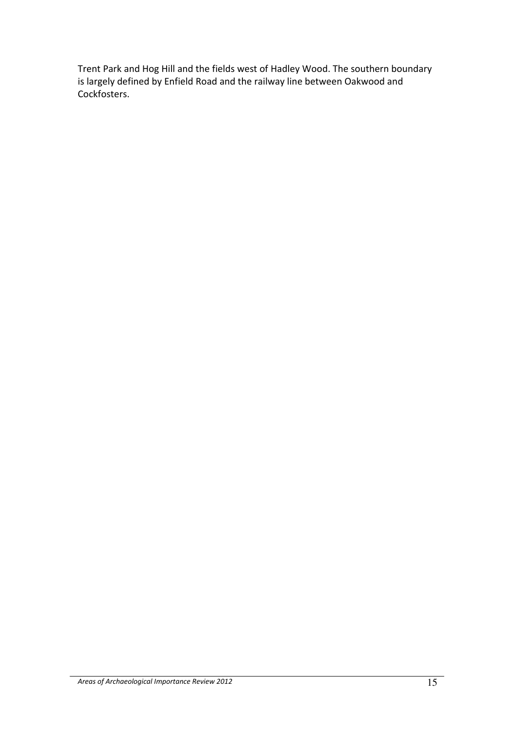Trent Park and Hog Hill and the fields west of Hadley Wood. The southern boundary is largely defined by Enfield Road and the railway line between Oakwood and Cockfosters.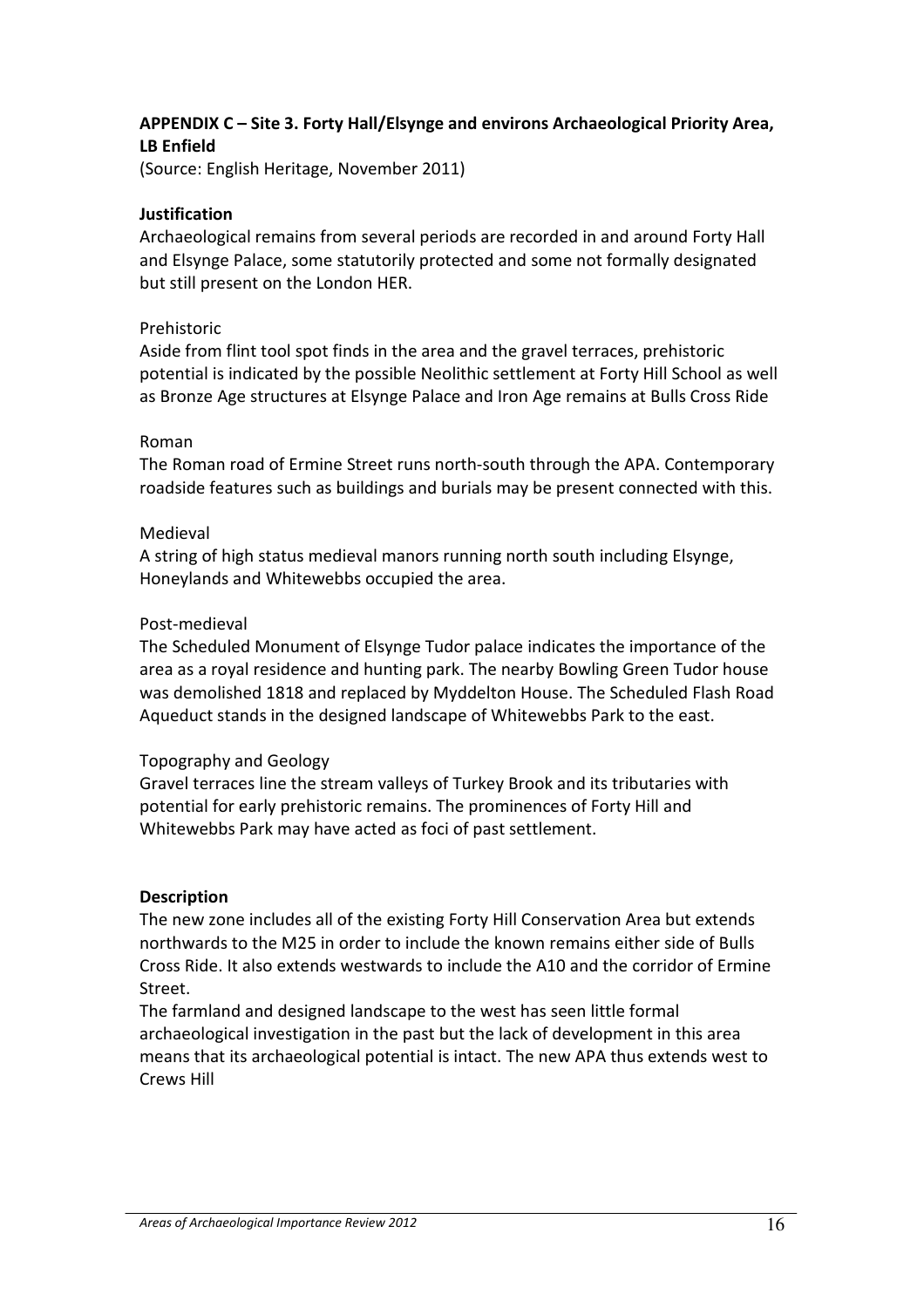**APPENDIX C – Site 3. Forty Hall/Elsynge and environs Archaeological Priority Area, LB Enfield**

(Source: English Heritage, November 2011)

**Justification**

Archaeological remains from several periods are recorded in and around Forty Hall and Elsynge Palace, some statutorily protected and some not formally designated but still present on the London HER.

Prehistoric

Aside from flint tool spot finds in the area and the gravel terraces, prehistoric potential is indicated by the possible Neolithic settlement at Forty Hill School as well as Bronze Age structures at Elsynge Palace and Iron Age remains at Bulls Cross Ride

Roman

The Roman road of Ermine Street runs north-south through the APA. Contemporary roadside features such as buildings and burials may be present connected with this.

Medieval

A string of high status medieval manors running north south including Elsynge, Honeylands and Whitewebbs occupied the area.

Post-medieval

The Scheduled Monument of Elsynge Tudor palace indicates the importance of the area as a royal residence and hunting park. The nearby Bowling Green Tudor house was demolished 1818 and replaced by Myddelton House. The Scheduled Flash Road Aqueduct stands in the designed landscape of Whitewebbs Park to the east.

Topography and Geology

Gravel terraces line the stream valleys of Turkey Brook and its tributaries with potential for early prehistoric remains. The prominences of Forty Hill and Whitewebbs Park may have acted as foci of past settlement.

**Description**

The new zone includes all of the existing Forty Hill Conservation Area but extends northwards to the M25 in order to include the known remains either side of Bulls Cross Ride. It also extends westwards to include the A10 and the corridor of Ermine Street.

The farmland and designed landscape to the west has seen little formal archaeological investigation in the past but the lack of development in this area means that its archaeological potential is intact. The new APA thus extends west to Crews Hill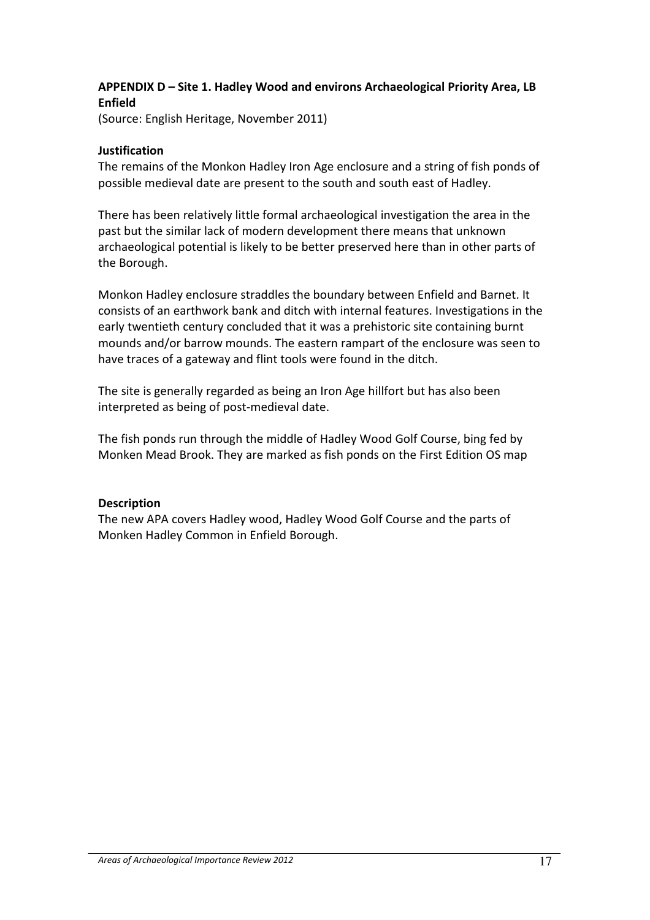**APPENDIX D – Site 1. Hadley Wood and environs Archaeological Priority Area, LB Enfield**

(Source: English Heritage, November 2011)

**Justification**

The remains of the Monkon Hadley Iron Age enclosure and a string of fish ponds of possible medieval date are present to the south and south east of Hadley.

There has been relatively little formal archaeological investigation the area in the past but the similar lack of modern development there means that unknown archaeological potential is likely to be better preserved here than in other parts of the Borough.

Monkon Hadley enclosure straddles the boundary between Enfield and Barnet. It consists of an earthwork bank and ditch with internal features. Investigations in the early twentieth century concluded that it was a prehistoric site containing burnt mounds and/or barrow mounds. The eastern rampart of the enclosure was seen to have traces of a gateway and flint tools were found in the ditch.

The site is generally regarded as being an Iron Age hillfort but has also been interpreted as being of post-medieval date.

The fish ponds run through the middle of Hadley Wood Golf Course, bing fed by Monken Mead Brook. They are marked as fish ponds on the First Edition OS map

**Description**

The new APA covers Hadley wood, Hadley Wood Golf Course and the parts of Monken Hadley Common in Enfield Borough.